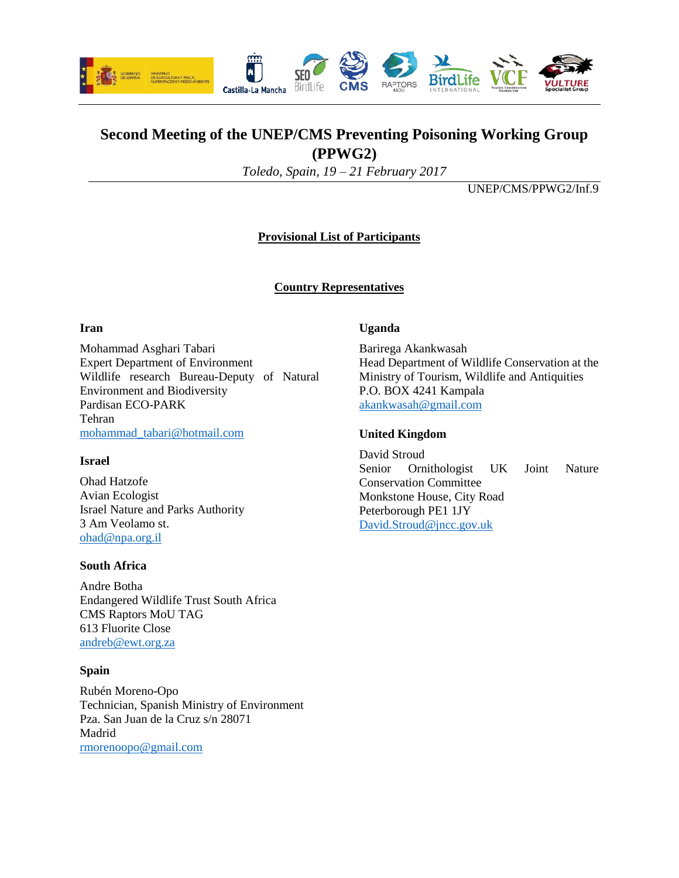# Second Meeting of the UNEP/CMS Preventing Poisoning Working Group (PPWG2)

*Toledo, Spain, 19 – 21 February 2017*

UNEP/CMS/PPWG2/Inf.9

## Provisional List of Participants

### Country Representatives

**Iran**

Mohammad Asghari Tabari
Expert Department of Environment
Wildlife research Bureau-Deputy of Natural Environment and Biodiversity
Pardisan ECO-PARK
Tehran
mohammad_tabari@hotmail.com

**Israel**

Ohad Hatzofe
Avian Ecologist
Israel Nature and Parks Authority
3 Am Veolamo st.
ohad@npa.org.il

**South Africa**

Andre Botha
Endangered Wildlife Trust South Africa
CMS Raptors MoU TAG
613 Fluorite Close
andreb@ewt.org.za

**Spain**

Rubén Moreno-Opo
Technician, Spanish Ministry of Environment
Pza. San Juan de la Cruz s/n 28071
Madrid
rmorenoopo@gmail.com

**Uganda**

Barirega Akankwasah
Head Department of Wildlife Conservation at the Ministry of Tourism, Wildlife and Antiquities
P.O. BOX 4241 Kampala
akankwasah@gmail.com

**United Kingdom**

David Stroud
Senior Ornithologist UK Joint Nature Conservation Committee
Monkstone House, City Road
Peterborough PE1 1JY
David.Stroud@jncc.gov.uk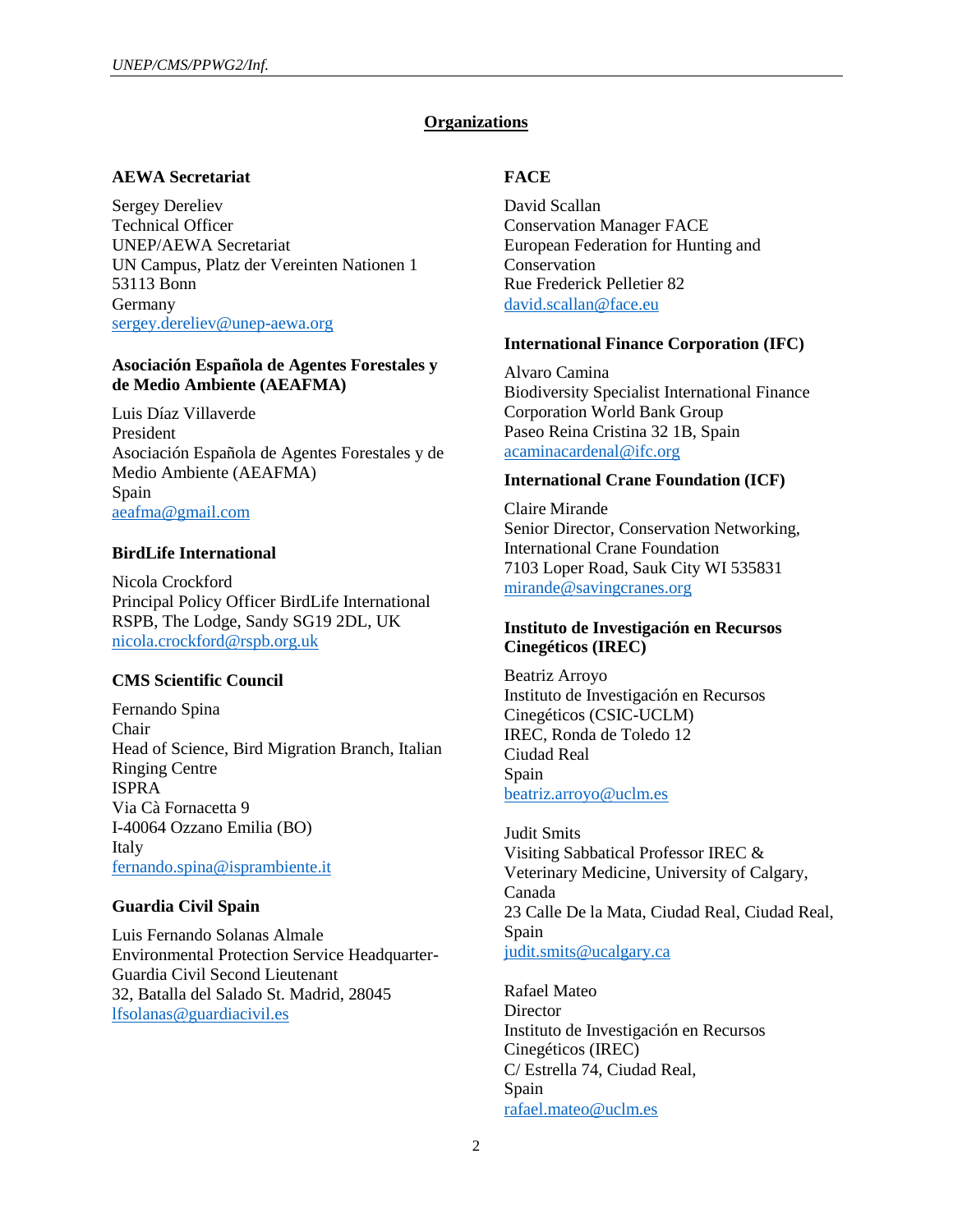## Organizations

### AEWA Secretariat

Sergey Dereliev
Technical Officer
UNEP/AEWA Secretariat
UN Campus, Platz der Vereinten Nationen 1
53113 Bonn
Germany
sergey.dereliev@unep-aewa.org

### Asociación Española de Agentes Forestales y de Medio Ambiente (AEAFMA)

Luis Díaz Villaverde
President
Asociación Española de Agentes Forestales y de Medio Ambiente (AEAFMA)
Spain
aeafma@gmail.com

### BirdLife International

Nicola Crockford
Principal Policy Officer BirdLife International
RSPB, The Lodge, Sandy SG19 2DL, UK
nicola.crockford@rspb.org.uk

### CMS Scientific Council

Fernando Spina
Chair
Head of Science, Bird Migration Branch, Italian Ringing Centre
ISPRA
Via Cà Fornacetta 9
I-40064 Ozzano Emilia (BO)
Italy
fernando.spina@isprambiente.it

### Guardia Civil Spain

Luis Fernando Solanas Almale
Environmental Protection Service Headquarter-Guardia Civil Second Lieutenant
32, Batalla del Salado St. Madrid, 28045
lfsolanas@guardiacivil.es

### FACE

David Scallan
Conservation Manager FACE
European Federation for Hunting and Conservation
Rue Frederick Pelletier 82
david.scallan@face.eu

### International Finance Corporation (IFC)

Alvaro Camina
Biodiversity Specialist International Finance Corporation World Bank Group
Paseo Reina Cristina 32 1B, Spain
acaminacardenal@ifc.org

### International Crane Foundation (ICF)

Claire Mirande
Senior Director, Conservation Networking, International Crane Foundation
7103 Loper Road, Sauk City WI 535831
mirande@savingcranes.org

### Instituto de Investigación en Recursos Cinegéticos (IREC)

Beatriz Arroyo
Instituto de Investigación en Recursos Cinegéticos (CSIC-UCLM)
IREC, Ronda de Toledo 12
Ciudad Real
Spain
beatriz.arroyo@uclm.es

Judit Smits
Visiting Sabbatical Professor IREC & Veterinary Medicine, University of Calgary, Canada
23 Calle De la Mata, Ciudad Real, Ciudad Real, Spain
judit.smits@ucalgary.ca

Rafael Mateo
Director
Instituto de Investigación en Recursos Cinegéticos (IREC)
C/ Estrella 74, Ciudad Real,
Spain
rafael.mateo@uclm.es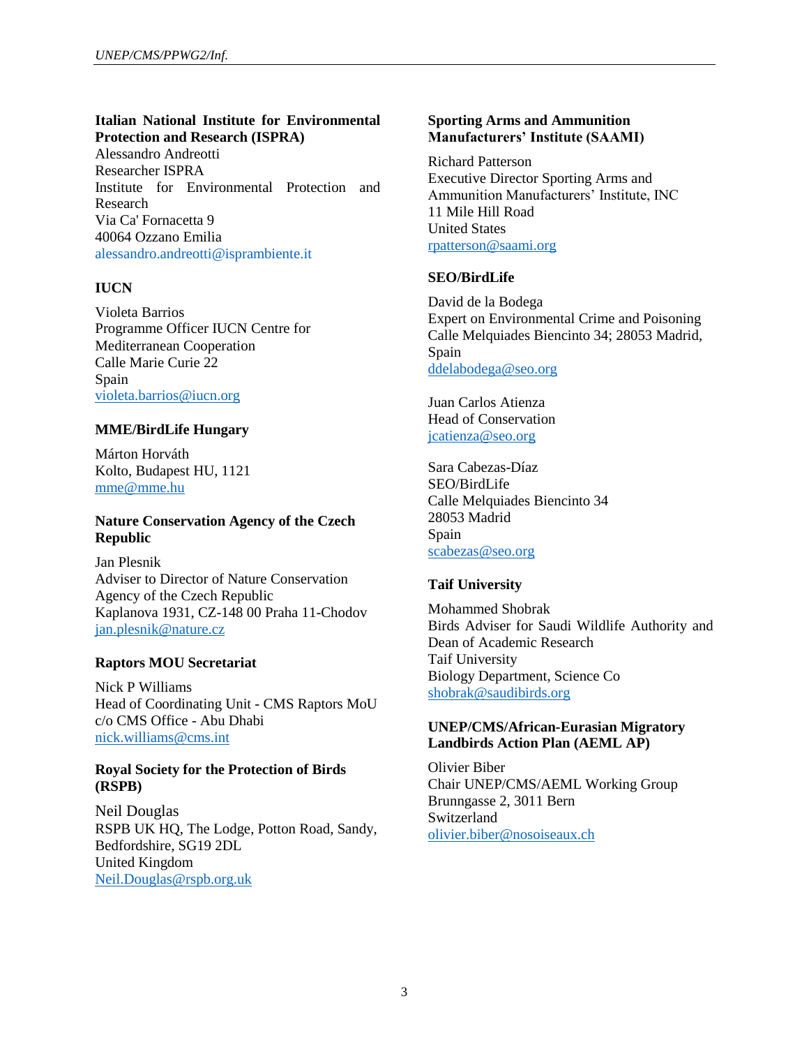**Italian National Institute for Environmental Protection and Research (ISPRA)**
Alessandro Andreotti
Researcher ISPRA
Institute for Environmental Protection and Research
Via Ca' Fornacetta 9
40064 Ozzano Emilia
alessandro.andreotti@isprambiente.it

**IUCN**

Violeta Barrios
Programme Officer IUCN Centre for Mediterranean Cooperation
Calle Marie Curie 22
Spain
violeta.barrios@iucn.org

**MME/BirdLife Hungary**

Márton Horváth
Kolto, Budapest HU, 1121
mme@mme.hu

**Nature Conservation Agency of the Czech Republic**

Jan Plesnik
Adviser to Director of Nature Conservation Agency of the Czech Republic
Kaplanova 1931, CZ-148 00 Praha 11-Chodov
jan.plesnik@nature.cz

**Raptors MOU Secretariat**

Nick P Williams
Head of Coordinating Unit - CMS Raptors MoU
c/o CMS Office - Abu Dhabi
nick.williams@cms.int

**Royal Society for the Protection of Birds (RSPB)**

Neil Douglas
RSPB UK HQ, The Lodge, Potton Road, Sandy, Bedfordshire, SG19 2DL
United Kingdom
Neil.Douglas@rspb.org.uk

**Sporting Arms and Ammunition Manufacturers' Institute (SAAMI)**

Richard Patterson
Executive Director Sporting Arms and Ammunition Manufacturers' Institute, INC
11 Mile Hill Road
United States
rpatterson@saami.org

**SEO/BirdLife**

David de la Bodega
Expert on Environmental Crime and Poisoning
Calle Melquiades Biencinto 34; 28053 Madrid, Spain
ddelabodega@seo.org

Juan Carlos Atienza
Head of Conservation
jcatienza@seo.org

Sara Cabezas-Díaz
SEO/BirdLife
Calle Melquiades Biencinto 34
28053 Madrid
Spain
scabezas@seo.org

**Taif University**

Mohammed Shobrak
Birds Adviser for Saudi Wildlife Authority and Dean of Academic Research
Taif University
Biology Department, Science Co
shobrak@saudibirds.org

**UNEP/CMS/African-Eurasian Migratory Landbirds Action Plan (AEML AP)**

Olivier Biber
Chair UNEP/CMS/AEML Working Group
Brunngasse 2, 3011 Bern
Switzerland
olivier.biber@nosoiseaux.ch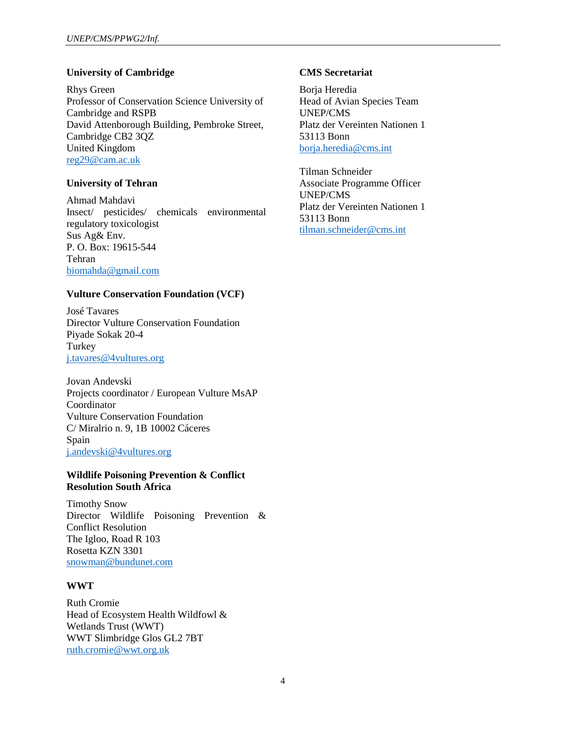**University of Cambridge**

Rhys Green
Professor of Conservation Science University of Cambridge and RSPB
David Attenborough Building, Pembroke Street, Cambridge CB2 3QZ
United Kingdom
reg29@cam.ac.uk

**University of Tehran**

Ahmad Mahdavi
Insect/ pesticides/ chemicals environmental regulatory toxicologist
Sus Ag& Env.
P. O. Box: 19615-544
Tehran
biomahda@gmail.com

**Vulture Conservation Foundation (VCF)**

José Tavares
Director Vulture Conservation Foundation
Piyade Sokak 20-4
Turkey
j.tavares@4vultures.org

Jovan Andevski
Projects coordinator / European Vulture MsAP Coordinator
Vulture Conservation Foundation
C/ Miralrio n. 9, 1B 10002 Cáceres
Spain
j.andevski@4vultures.org

**Wildlife Poisoning Prevention & Conflict Resolution South Africa**

Timothy Snow
Director Wildlife Poisoning Prevention & Conflict Resolution
The Igloo, Road R 103
Rosetta KZN 3301
snowman@bundunet.com

**WWT**

Ruth Cromie
Head of Ecosystem Health Wildfowl & Wetlands Trust (WWT)
WWT Slimbridge Glos GL2 7BT
ruth.cromie@wwt.org.uk

**CMS Secretariat**

Borja Heredia
Head of Avian Species Team
UNEP/CMS
Platz der Vereinten Nationen 1
53113 Bonn
borja.heredia@cms.int

Tilman Schneider
Associate Programme Officer
UNEP/CMS
Platz der Vereinten Nationen 1
53113 Bonn
tilman.schneider@cms.int